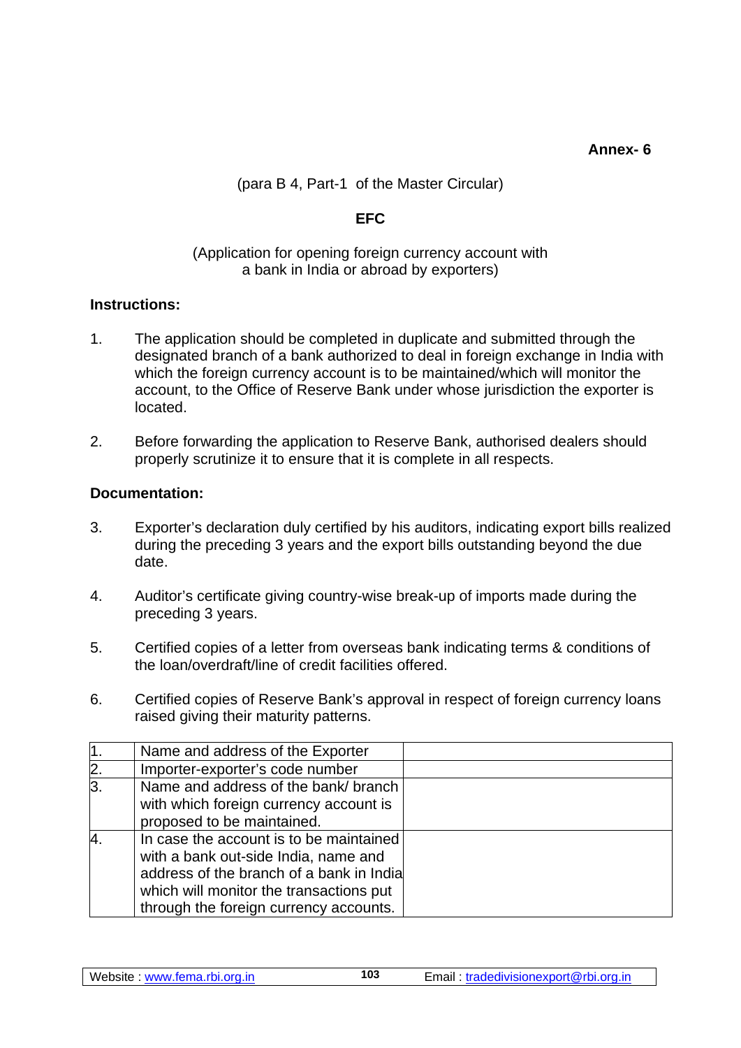**Annex- 6**

(para B 4, Part-1 of the Master Circular)

**EFC**

(Application for opening foreign currency account with a bank in India or abroad by exporters)

**Instructions:**

1. The application should be completed in duplicate and submitted through the designated branch of a bank authorized to deal in foreign exchange in India with which the foreign currency account is to be maintained/which will monitor the account, to the Office of Reserve Bank under whose jurisdiction the exporter is located.

2. Before forwarding the application to Reserve Bank, authorised dealers should properly scrutinize it to ensure that it is complete in all respects.

**Documentation:**

3. Exporter's declaration duly certified by his auditors, indicating export bills realized during the preceding 3 years and the export bills outstanding beyond the due date.

4. Auditor's certificate giving country-wise break-up of imports made during the preceding 3 years.

5. Certified copies of a letter from overseas bank indicating terms & conditions of the loan/overdraft/line of credit facilities offered.

6. Certified copies of Reserve Bank's approval in respect of foreign currency loans raised giving their maturity patterns.

| | | |
|---|---|---|
| 1. | Name and address of the Exporter | |
| 2. | Importer-exporter's code number | |
| 3. | Name and address of the bank/ branch with which foreign currency account is proposed to be maintained. | |
| 4. | In case the account is to be maintained with a bank out-side India, name and address of the branch of a bank in India which will monitor the transactions put through the foreign currency accounts. | |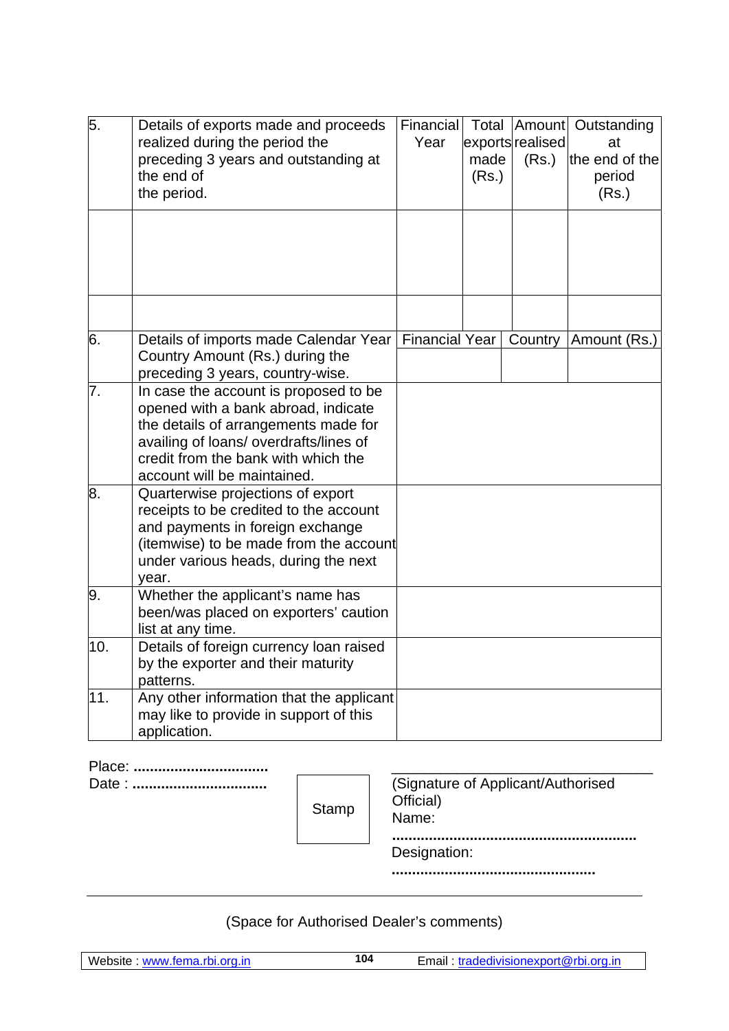| 5. | Details of exports made and proceeds realized during the period the preceding 3 years and outstanding at the end of the period. | Financial Year | Total exports made (Rs.) | Amount realised (Rs.) | Outstanding at the end of the period (Rs.) |
|---|---|---|---|---|---|
| | | | | | |
| | | | | | |
| 6. | Details of imports made Calendar Year Country Amount (Rs.) during the preceding 3 years, country-wise. | Financial Year | | Country | Amount (Rs.) |
| 7. | In case the account is proposed to be opened with a bank abroad, indicate the details of arrangements made for availing of loans/ overdrafts/lines of credit from the bank with which the account will be maintained. | | | | |
| 8. | Quarterwise projections of export receipts to be credited to the account and payments in foreign exchange (itemwise) to be made from the account under various heads, during the next year. | | | | |
| 9. | Whether the applicant's name has been/was placed on exporters' caution list at any time. | | | | |
| 10. | Details of foreign currency loan raised by the exporter and their maturity patterns. | | | | |
| 11. | Any other information that the applicant may like to provide in support of this application. | | | | |

Place: **................................**

Date : **................................**

Stamp

\_\_\_\_\_\_\_\_\_\_\_\_\_\_\_\_\_\_\_\_\_\_\_\_\_\_\_\_\_\_\_\_\_\_

(Signature of Applicant/Authorised Official)

Name: **..........................................................**

Designation: **................................................**

---

(Space for Authorised Dealer's comments)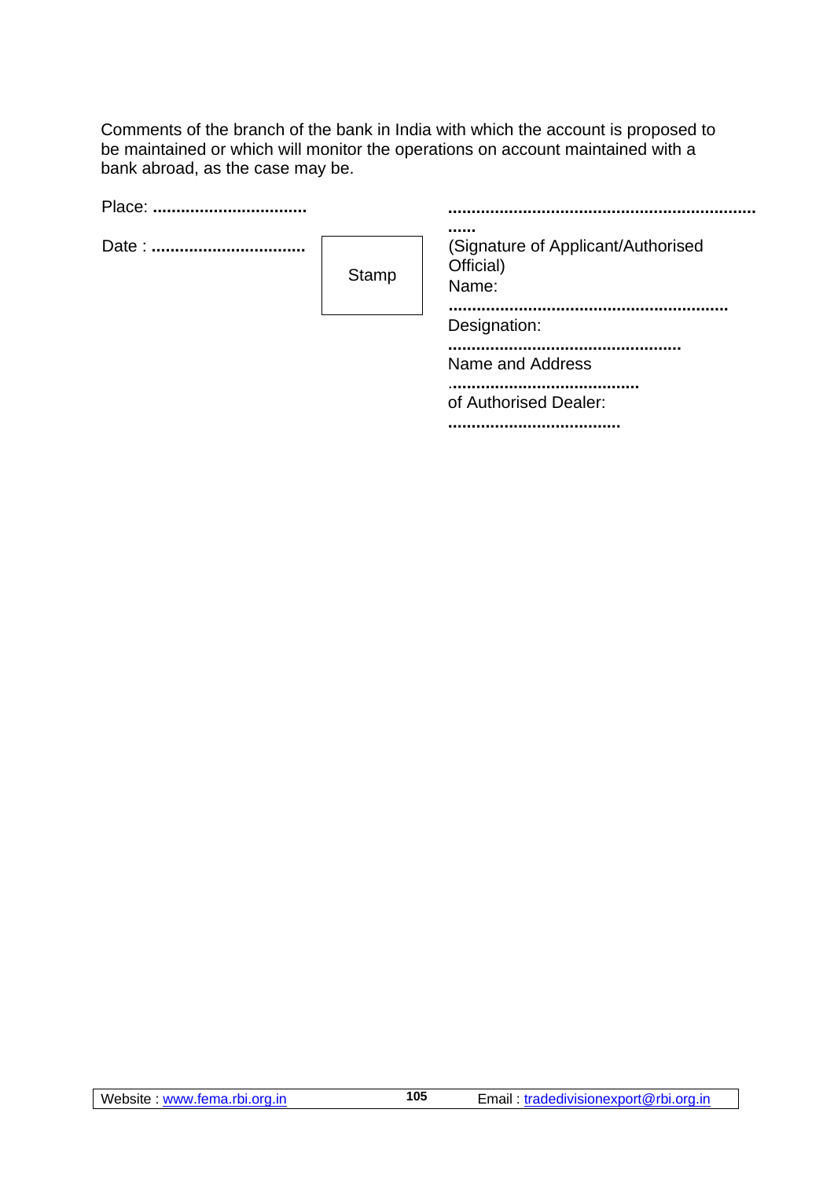Comments of the branch of the bank in India with which the account is proposed to be maintained or which will monitor the operations on account maintained with a bank abroad, as the case may be.

Place: ................................

Date : ................................

Stamp

........................................................................

(Signature of Applicant/Authorised Official)

Name: ............................................................

Designation: .................................................

Name and Address ........................................

of Authorised Dealer: ....................................